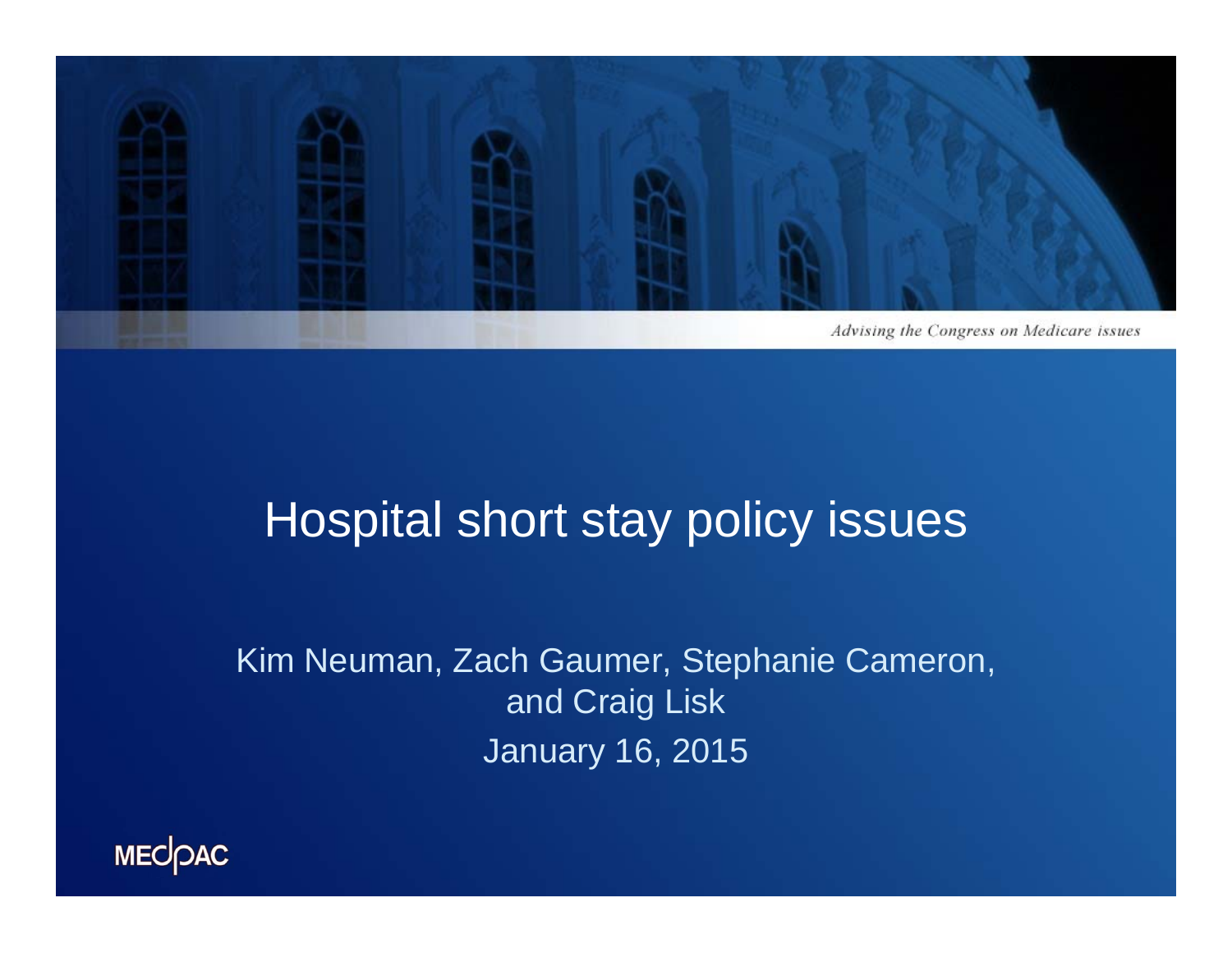*Advising the Congress on Medicare issues*

# Hospital short stay policy issues

Kim Neuman, Zach Gaumer, Stephanie Cameron, and Craig Lisk

January 16, 2015

MEDPAC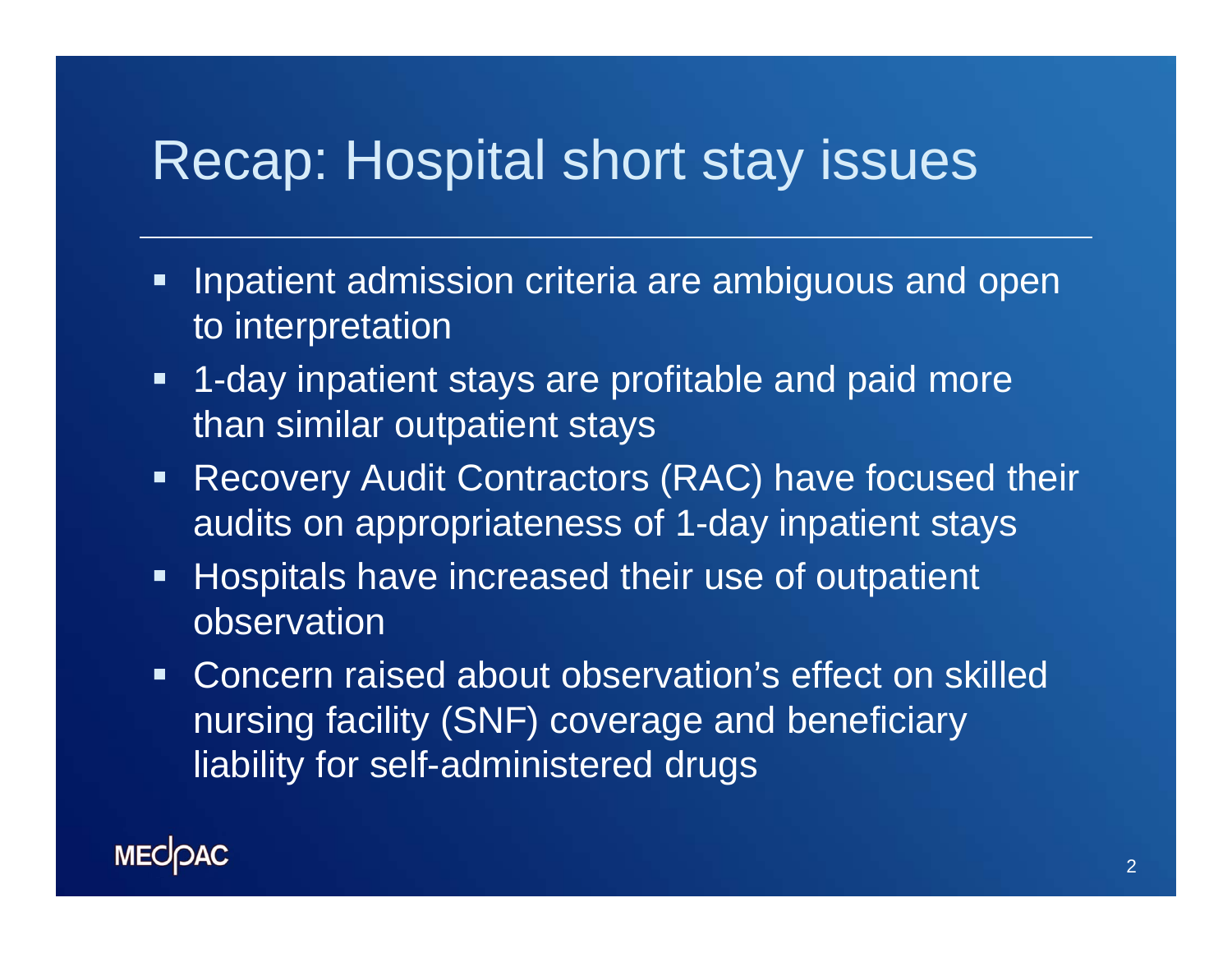# Recap: Hospital short stay issues

- Inpatient admission criteria are ambiguous and open to interpretation
- 1-day inpatient stays are profitable and paid more than similar outpatient stays
- Recovery Audit Contractors (RAC) have focused their audits on appropriateness of 1-day inpatient stays
- Hospitals have increased their use of outpatient observation
- Concern raised about observation's effect on skilled nursing facility (SNF) coverage and beneficiary liability for self-administered drugs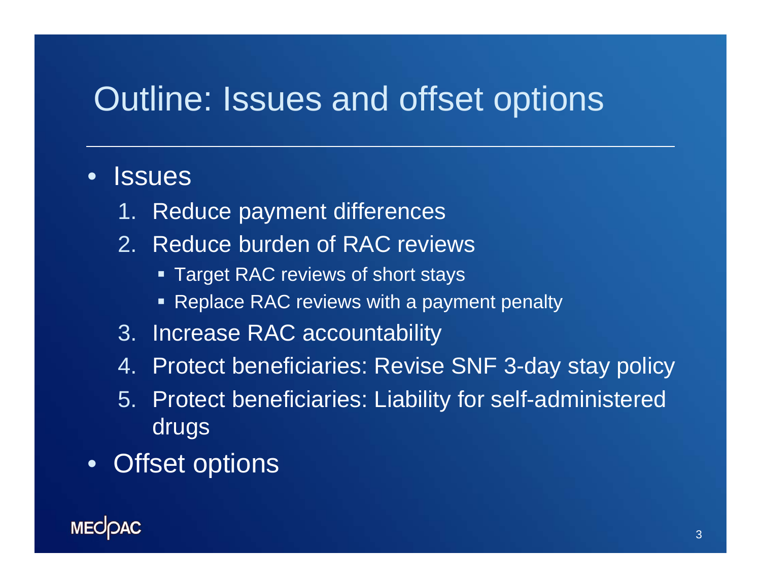# Outline: Issues and offset options

- Issues
  1. Reduce payment differences
  2. Reduce burden of RAC reviews
     - Target RAC reviews of short stays
     - Replace RAC reviews with a payment penalty
  3. Increase RAC accountability
  4. Protect beneficiaries: Revise SNF 3-day stay policy
  5. Protect beneficiaries: Liability for self-administered drugs
- Offset options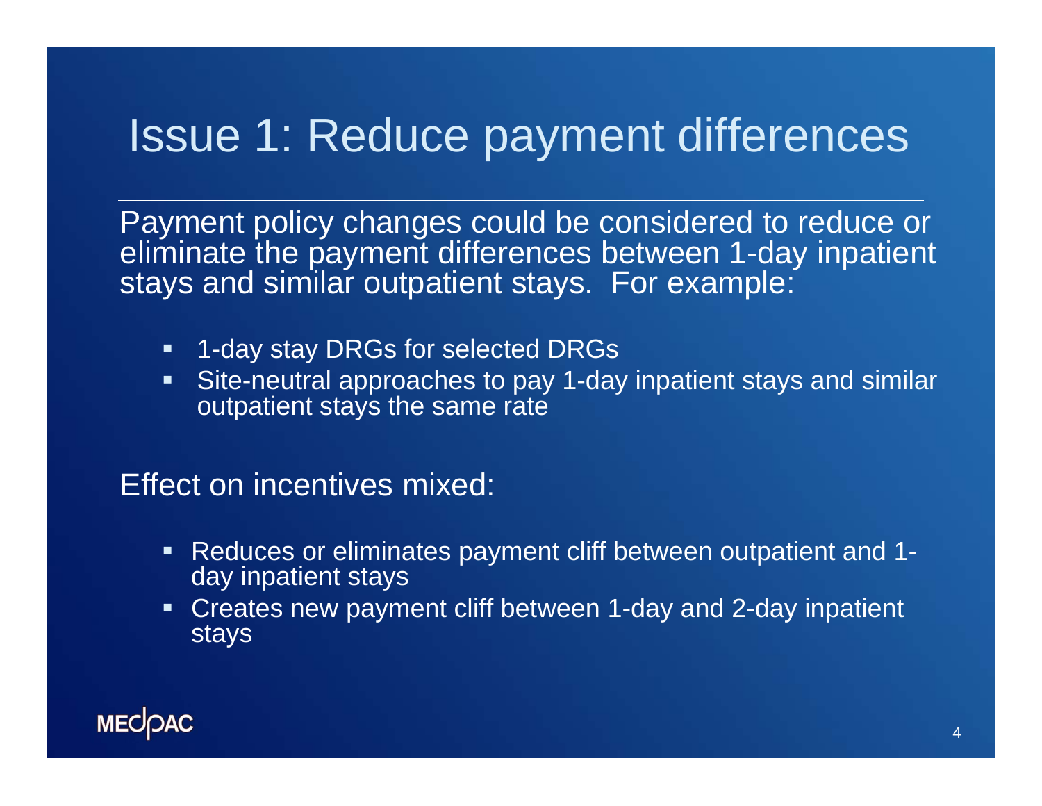# Issue 1: Reduce payment differences

Payment policy changes could be considered to reduce or eliminate the payment differences between 1-day inpatient stays and similar outpatient stays. For example:

- 1-day stay DRGs for selected DRGs
- Site-neutral approaches to pay 1-day inpatient stays and similar outpatient stays the same rate

Effect on incentives mixed:

- Reduces or eliminates payment cliff between outpatient and 1-day inpatient stays
- Creates new payment cliff between 1-day and 2-day inpatient stays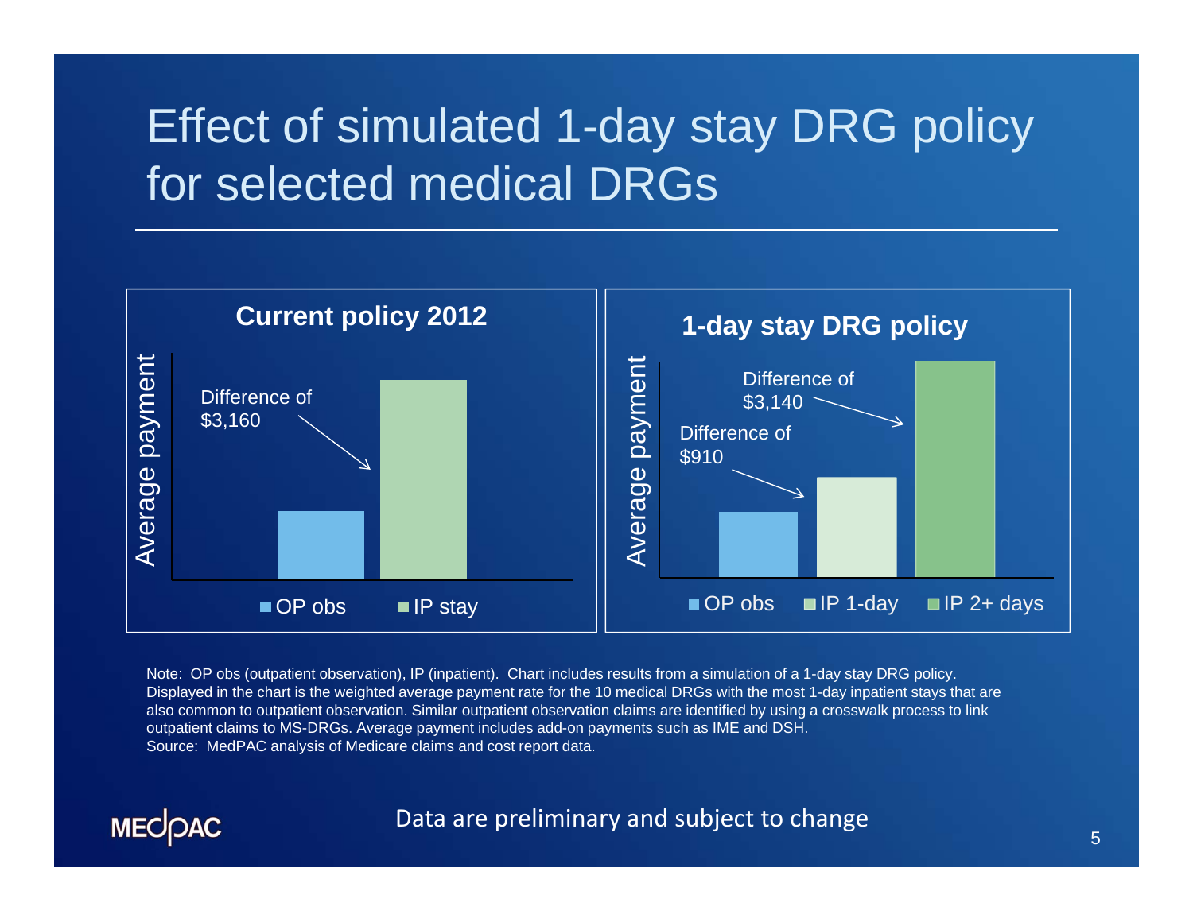# Effect of simulated 1-day stay DRG policy for selected medical DRGs

**Current policy 2012**

Average payment

Difference of $3,160

- OP obs
- IP stay

**1-day stay DRG policy**

Average payment

Difference of $3,140

Difference of $910

- OP obs
- IP 1-day
- IP 2+ days

Note: OP obs (outpatient observation), IP (inpatient). Chart includes results from a simulation of a 1-day stay DRG policy. Displayed in the chart is the weighted average payment rate for the 10 medical DRGs with the most 1-day inpatient stays that are also common to outpatient observation. Similar outpatient observation claims are identified by using a crosswalk process to link outpatient claims to MS-DRGs. Average payment includes add-on payments such as IME and DSH.
Source: MedPAC analysis of Medicare claims and cost report data.

Data are preliminary and subject to change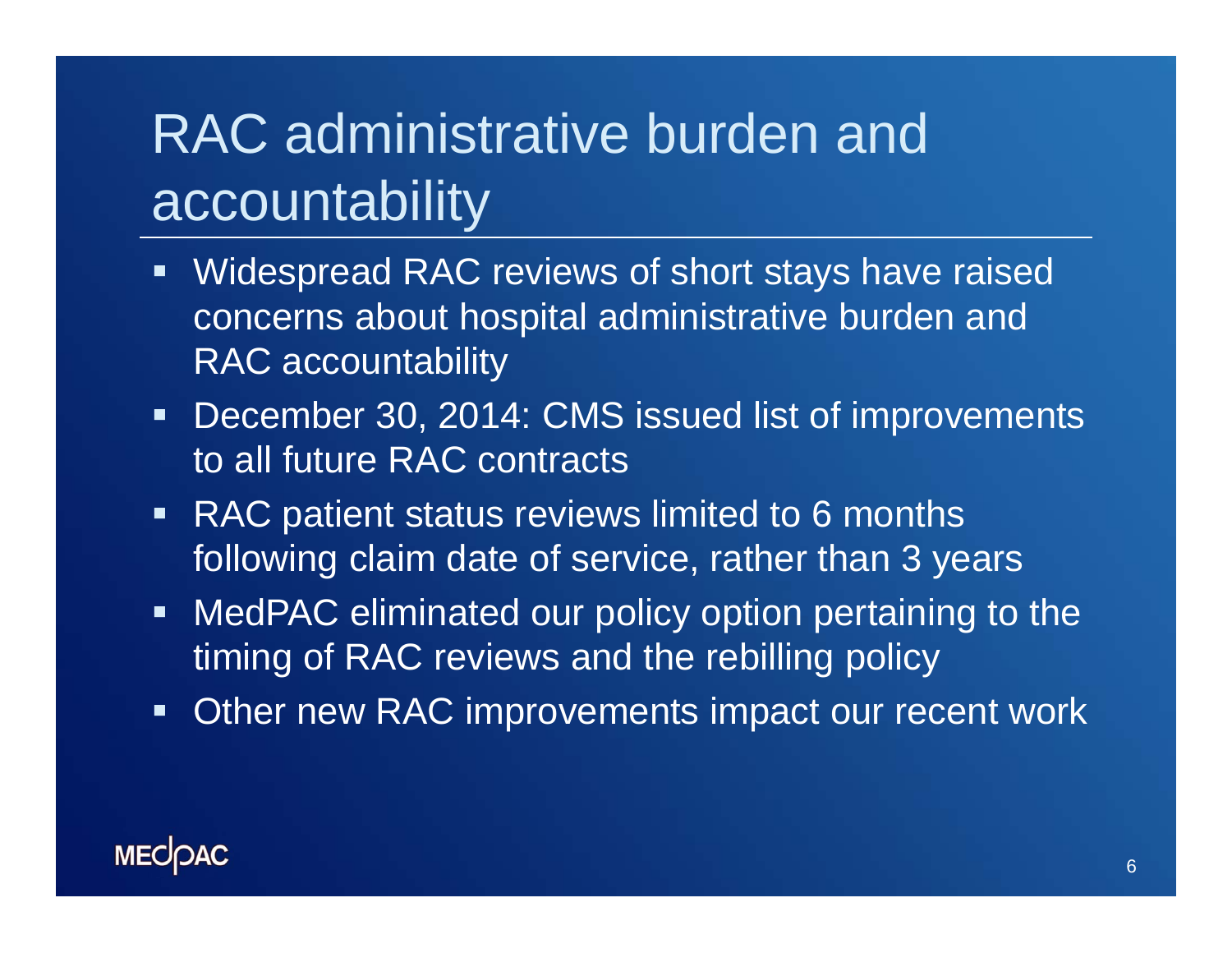# RAC administrative burden and accountability

- Widespread RAC reviews of short stays have raised concerns about hospital administrative burden and RAC accountability
- December 30, 2014: CMS issued list of improvements to all future RAC contracts
- RAC patient status reviews limited to 6 months following claim date of service, rather than 3 years
- MedPAC eliminated our policy option pertaining to the timing of RAC reviews and the rebilling policy
- Other new RAC improvements impact our recent work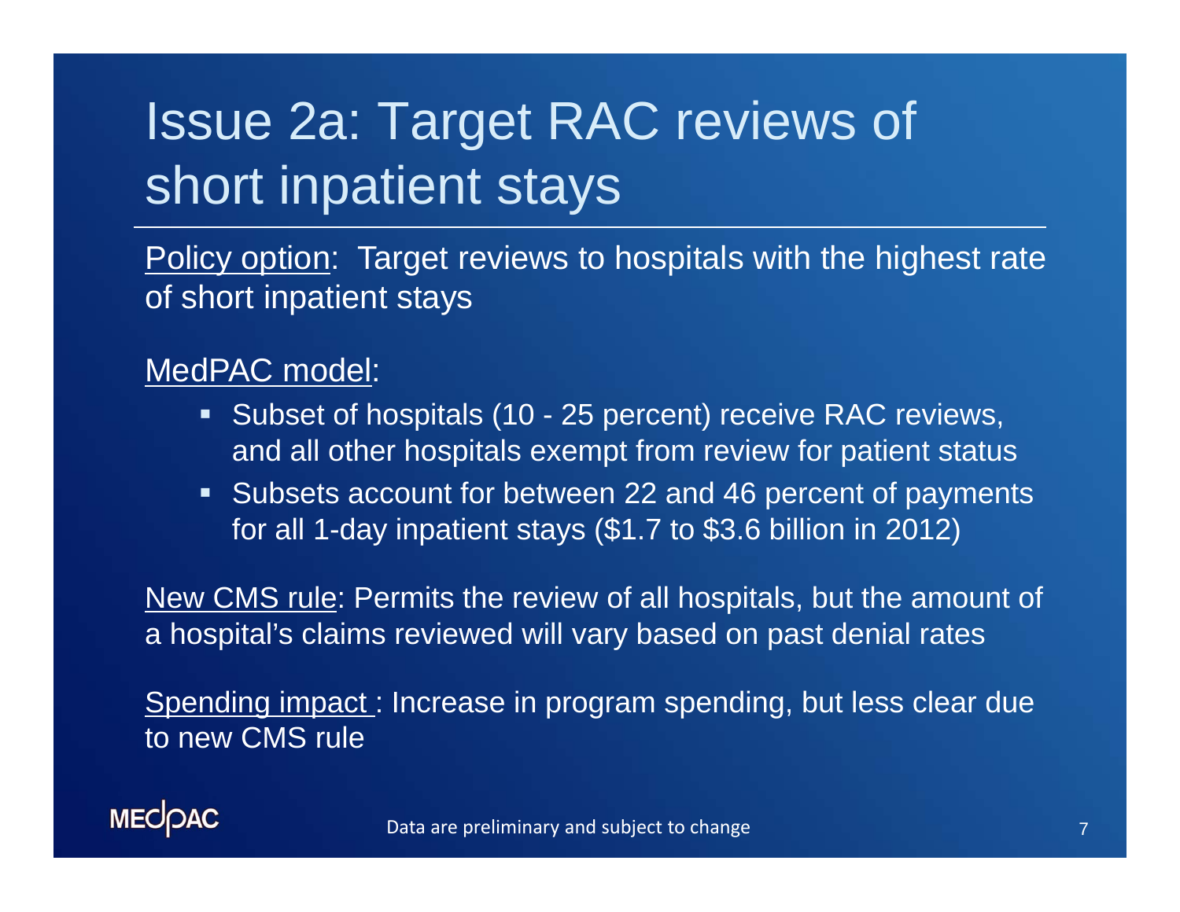# Issue 2a: Target RAC reviews of short inpatient stays

Policy option: Target reviews to hospitals with the highest rate of short inpatient stays

MedPAC model:

- Subset of hospitals (10 - 25 percent) receive RAC reviews, and all other hospitals exempt from review for patient status
- Subsets account for between 22 and 46 percent of payments for all 1-day inpatient stays ($1.7 to $3.6 billion in 2012)

New CMS rule: Permits the review of all hospitals, but the amount of a hospital's claims reviewed will vary based on past denial rates

Spending impact : Increase in program spending, but less clear due to new CMS rule

Data are preliminary and subject to change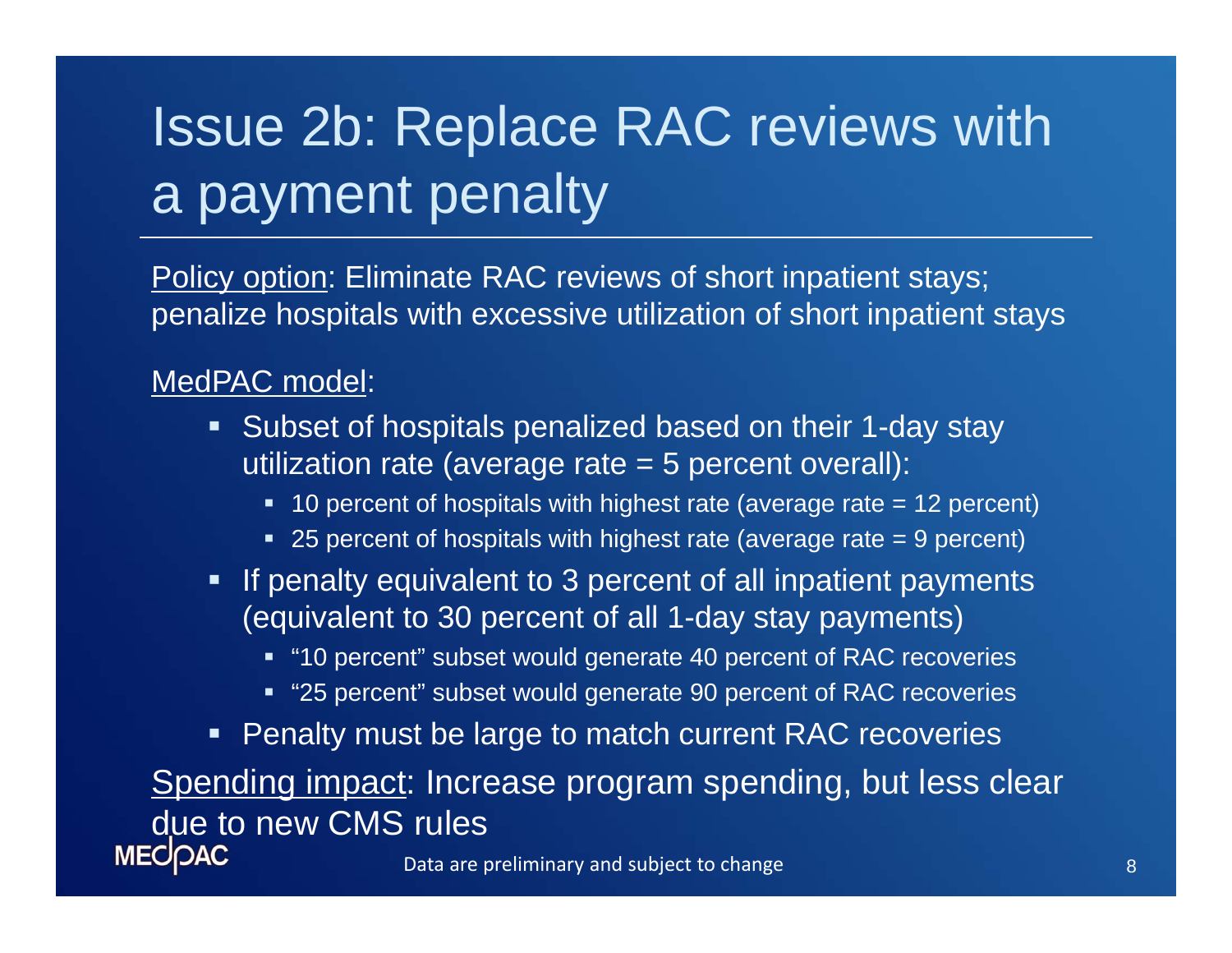# Issue 2b: Replace RAC reviews with a payment penalty

Policy option: Eliminate RAC reviews of short inpatient stays; penalize hospitals with excessive utilization of short inpatient stays

MedPAC model:

- Subset of hospitals penalized based on their 1-day stay utilization rate (average rate = 5 percent overall):
  - 10 percent of hospitals with highest rate (average rate = 12 percent)
  - 25 percent of hospitals with highest rate (average rate = 9 percent)
- If penalty equivalent to 3 percent of all inpatient payments (equivalent to 30 percent of all 1-day stay payments)
  - "10 percent" subset would generate 40 percent of RAC recoveries
  - "25 percent" subset would generate 90 percent of RAC recoveries
- Penalty must be large to match current RAC recoveries

Spending impact: Increase program spending, but less clear due to new CMS rules

Data are preliminary and subject to change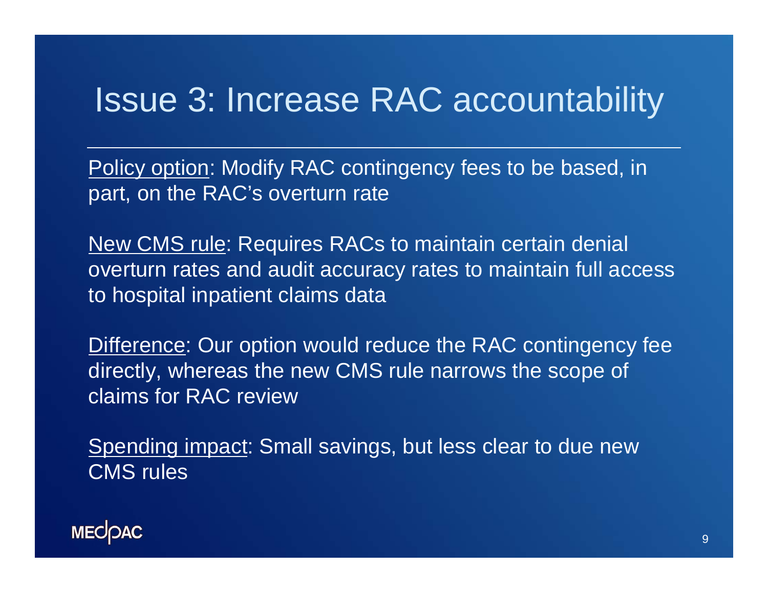# Issue 3: Increase RAC accountability

<u>Policy option</u>: Modify RAC contingency fees to be based, in part, on the RAC's overturn rate

<u>New CMS rule</u>: Requires RACs to maintain certain denial overturn rates and audit accuracy rates to maintain full access to hospital inpatient claims data

<u>Difference</u>: Our option would reduce the RAC contingency fee directly, whereas the new CMS rule narrows the scope of claims for RAC review

<u>Spending impact</u>: Small savings, but less clear to due new CMS rules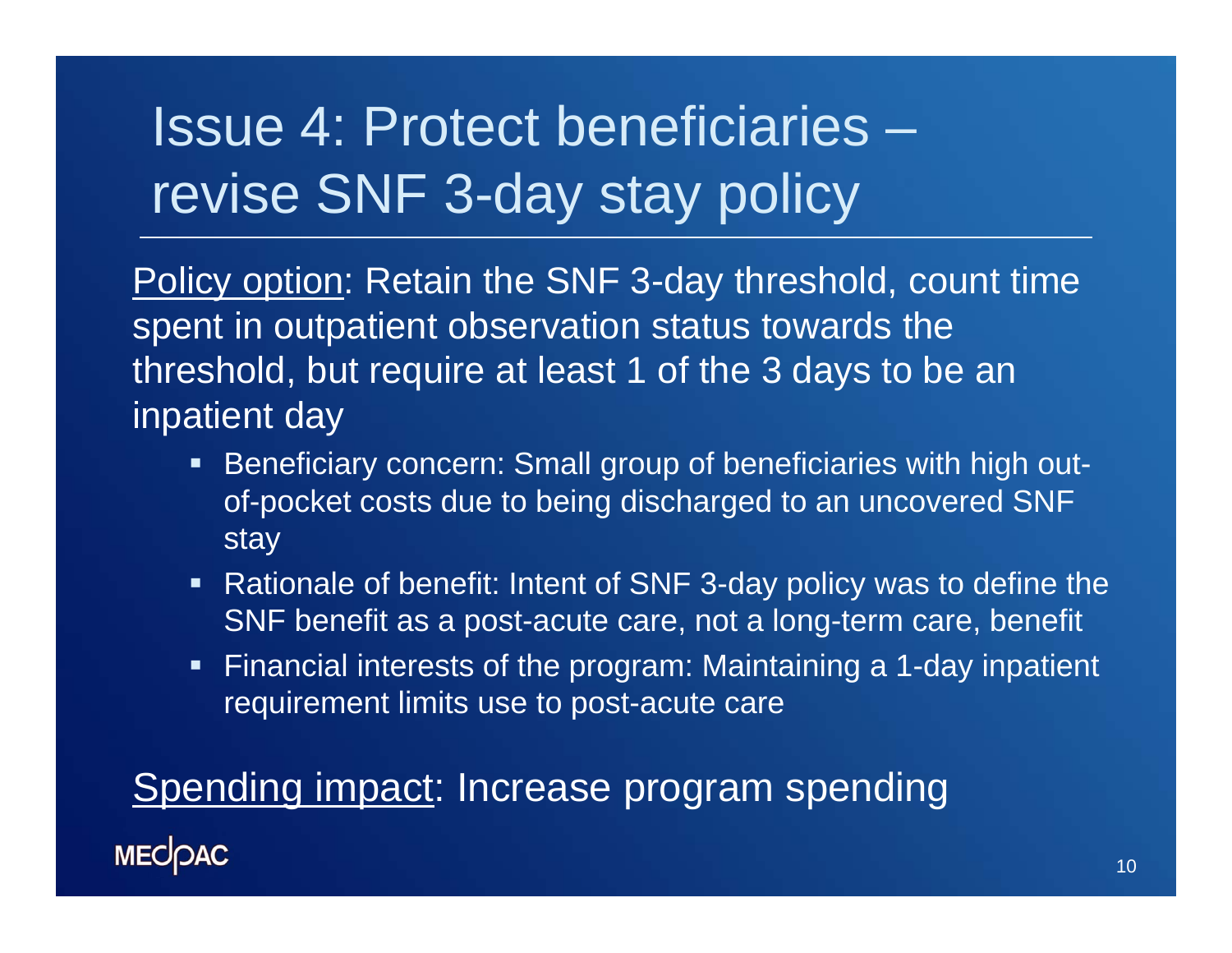# Issue 4: Protect beneficiaries – revise SNF 3-day stay policy

Policy option: Retain the SNF 3-day threshold, count time spent in outpatient observation status towards the threshold, but require at least 1 of the 3 days to be an inpatient day

- Beneficiary concern: Small group of beneficiaries with high out-of-pocket costs due to being discharged to an uncovered SNF stay
- Rationale of benefit: Intent of SNF 3-day policy was to define the SNF benefit as a post-acute care, not a long-term care, benefit
- Financial interests of the program: Maintaining a 1-day inpatient requirement limits use to post-acute care

Spending impact: Increase program spending

MEDPAC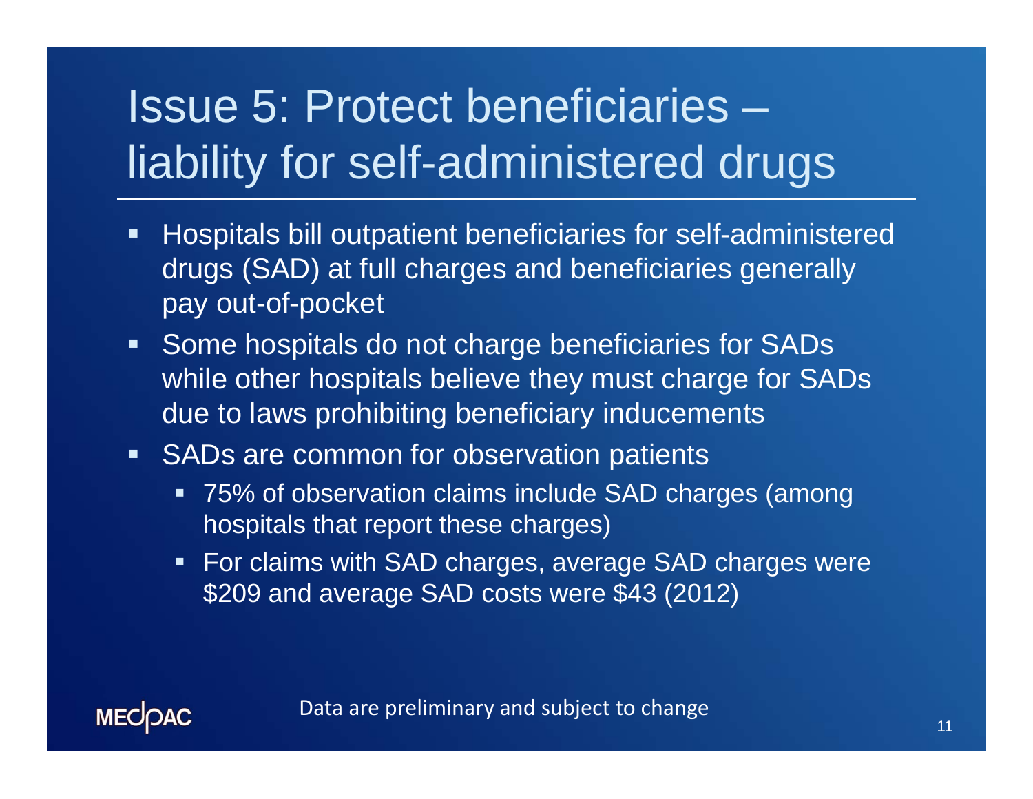# Issue 5: Protect beneficiaries – liability for self-administered drugs

- Hospitals bill outpatient beneficiaries for self-administered drugs (SAD) at full charges and beneficiaries generally pay out-of-pocket
- Some hospitals do not charge beneficiaries for SADs while other hospitals believe they must charge for SADs due to laws prohibiting beneficiary inducements
- SADs are common for observation patients
  - 75% of observation claims include SAD charges (among hospitals that report these charges)
  - For claims with SAD charges, average SAD charges were $209 and average SAD costs were $43 (2012)

Data are preliminary and subject to change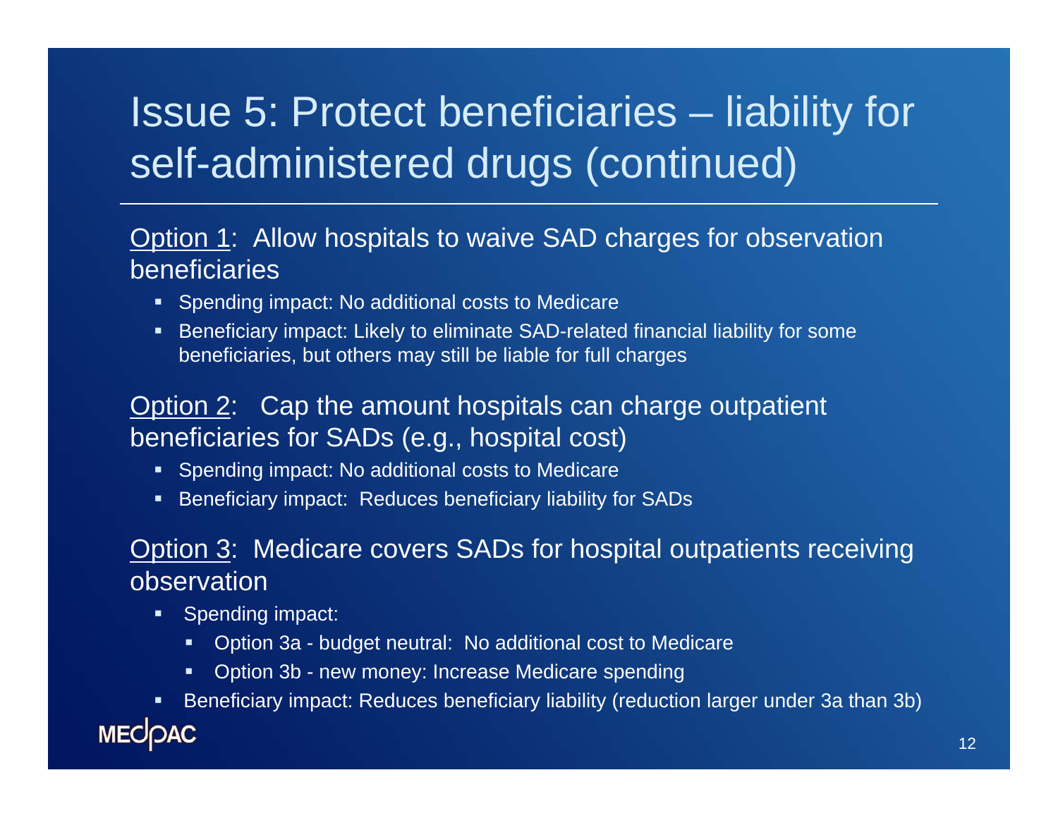# Issue 5: Protect beneficiaries – liability for self-administered drugs (continued)

Option 1: Allow hospitals to waive SAD charges for observation beneficiaries

- Spending impact: No additional costs to Medicare
- Beneficiary impact: Likely to eliminate SAD-related financial liability for some beneficiaries, but others may still be liable for full charges

Option 2: Cap the amount hospitals can charge outpatient beneficiaries for SADs (e.g., hospital cost)

- Spending impact: No additional costs to Medicare
- Beneficiary impact: Reduces beneficiary liability for SADs

Option 3: Medicare covers SADs for hospital outpatients receiving observation

- Spending impact:
  - Option 3a - budget neutral: No additional cost to Medicare
  - Option 3b - new money: Increase Medicare spending
- Beneficiary impact: Reduces beneficiary liability (reduction larger under 3a than 3b)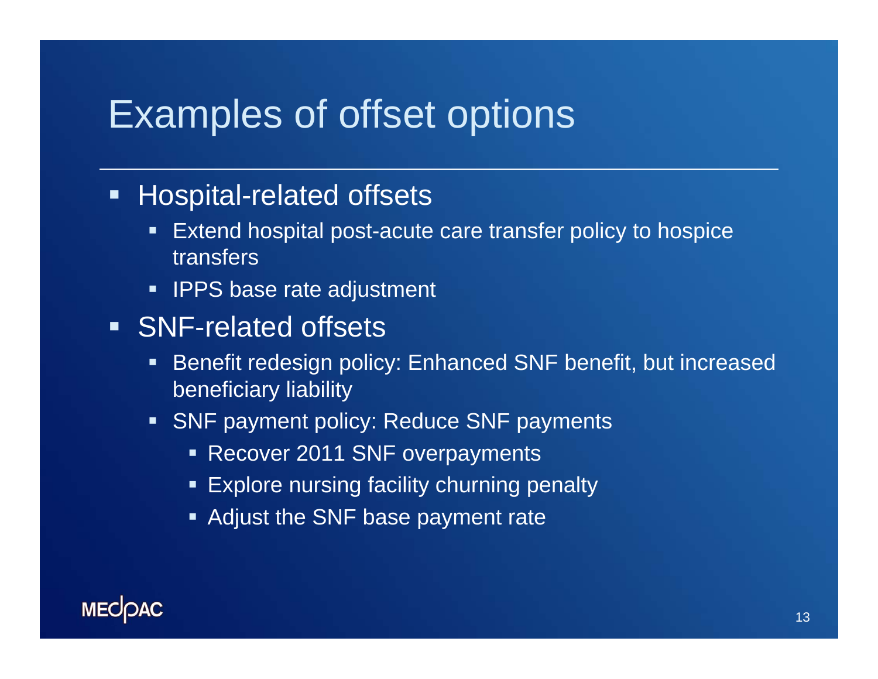# Examples of offset options

- Hospital-related offsets
  - Extend hospital post-acute care transfer policy to hospice transfers
  - IPPS base rate adjustment
- SNF-related offsets
  - Benefit redesign policy: Enhanced SNF benefit, but increased beneficiary liability
  - SNF payment policy: Reduce SNF payments
    - Recover 2011 SNF overpayments
    - Explore nursing facility churning penalty
    - Adjust the SNF base payment rate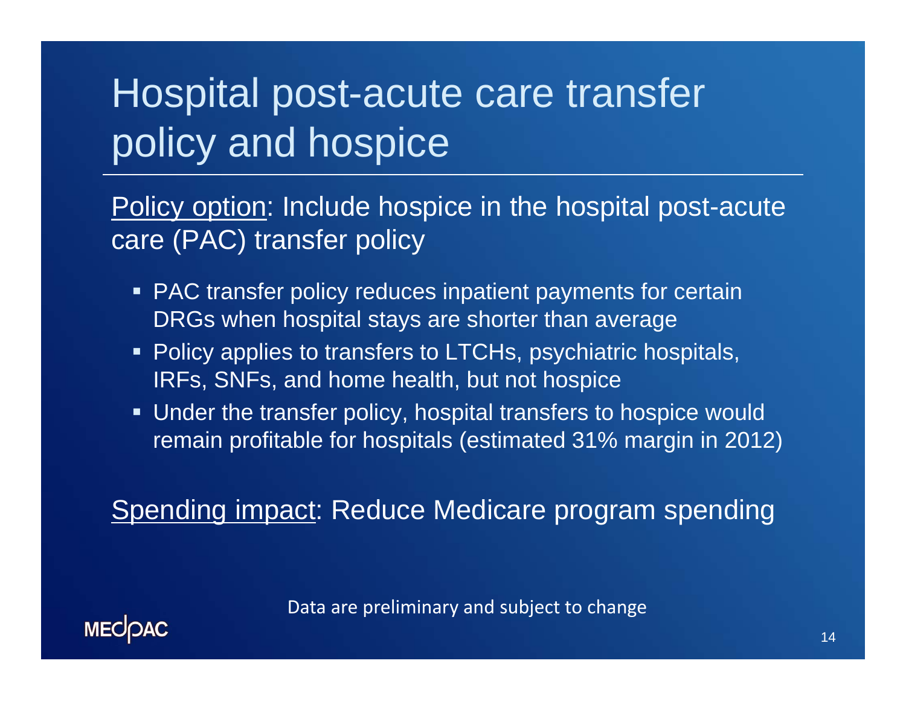# Hospital post-acute care transfer policy and hospice

Policy option: Include hospice in the hospital post-acute care (PAC) transfer policy

- PAC transfer policy reduces inpatient payments for certain DRGs when hospital stays are shorter than average
- Policy applies to transfers to LTCHs, psychiatric hospitals, IRFs, SNFs, and home health, but not hospice
- Under the transfer policy, hospital transfers to hospice would remain profitable for hospitals (estimated 31% margin in 2012)

Spending impact: Reduce Medicare program spending

Data are preliminary and subject to change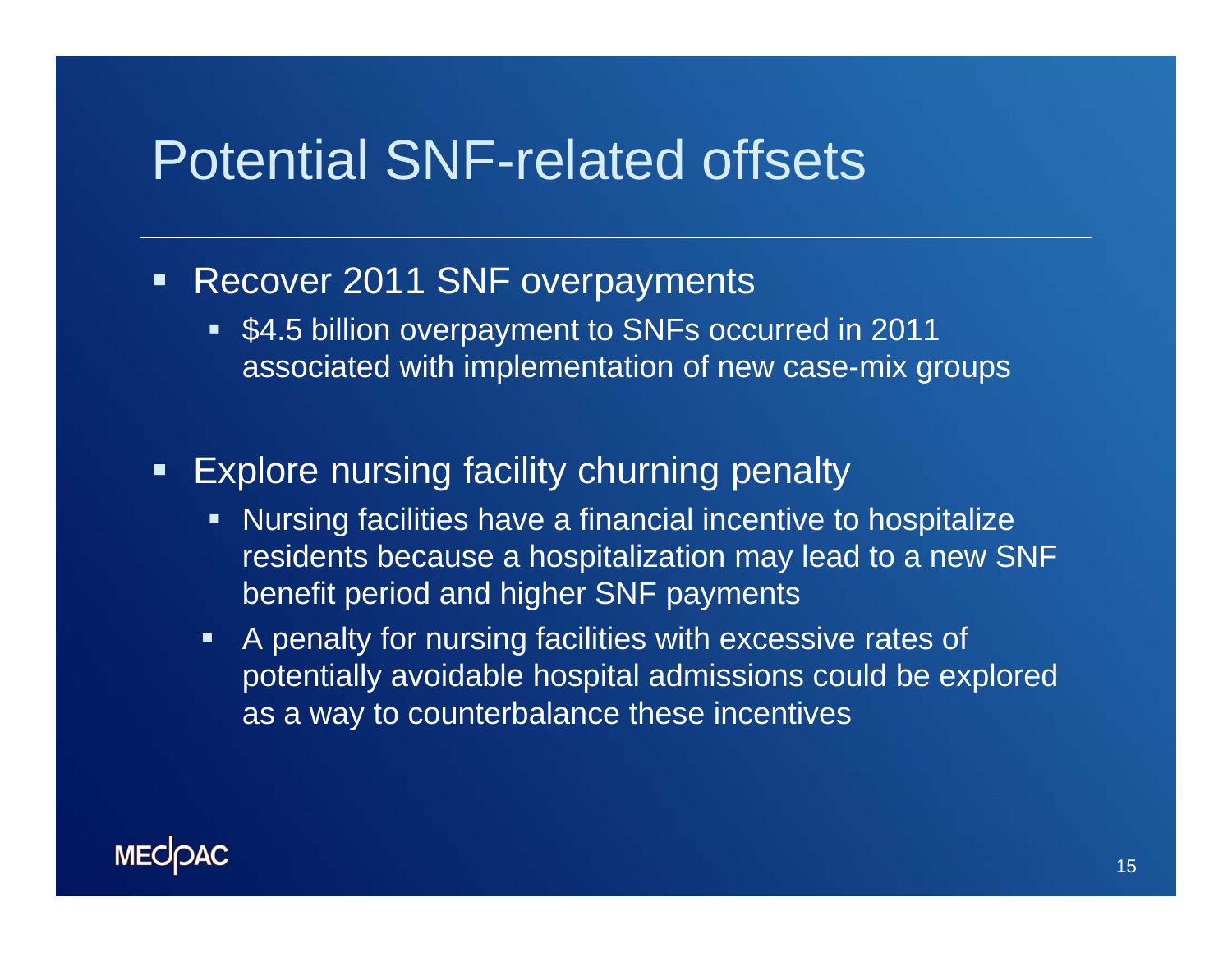# Potential SNF-related offsets

- Recover 2011 SNF overpayments
  - $4.5 billion overpayment to SNFs occurred in 2011 associated with implementation of new case-mix groups
- Explore nursing facility churning penalty
  - Nursing facilities have a financial incentive to hospitalize residents because a hospitalization may lead to a new SNF benefit period and higher SNF payments
  - A penalty for nursing facilities with excessive rates of potentially avoidable hospital admissions could be explored as a way to counterbalance these incentives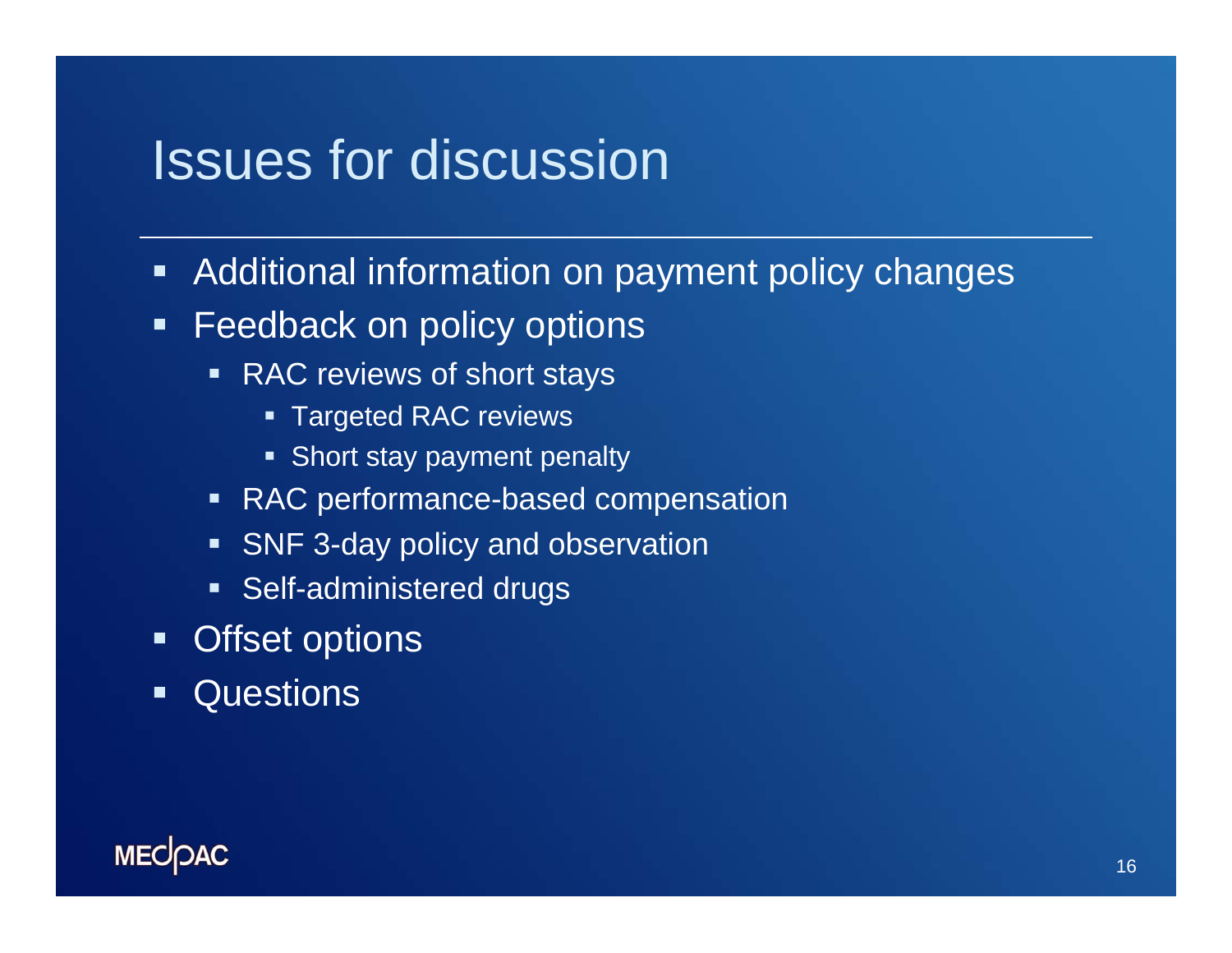# Issues for discussion

- Additional information on payment policy changes
- Feedback on policy options
  - RAC reviews of short stays
    - Targeted RAC reviews
    - Short stay payment penalty
  - RAC performance-based compensation
  - SNF 3-day policy and observation
  - Self-administered drugs
- Offset options
- Questions